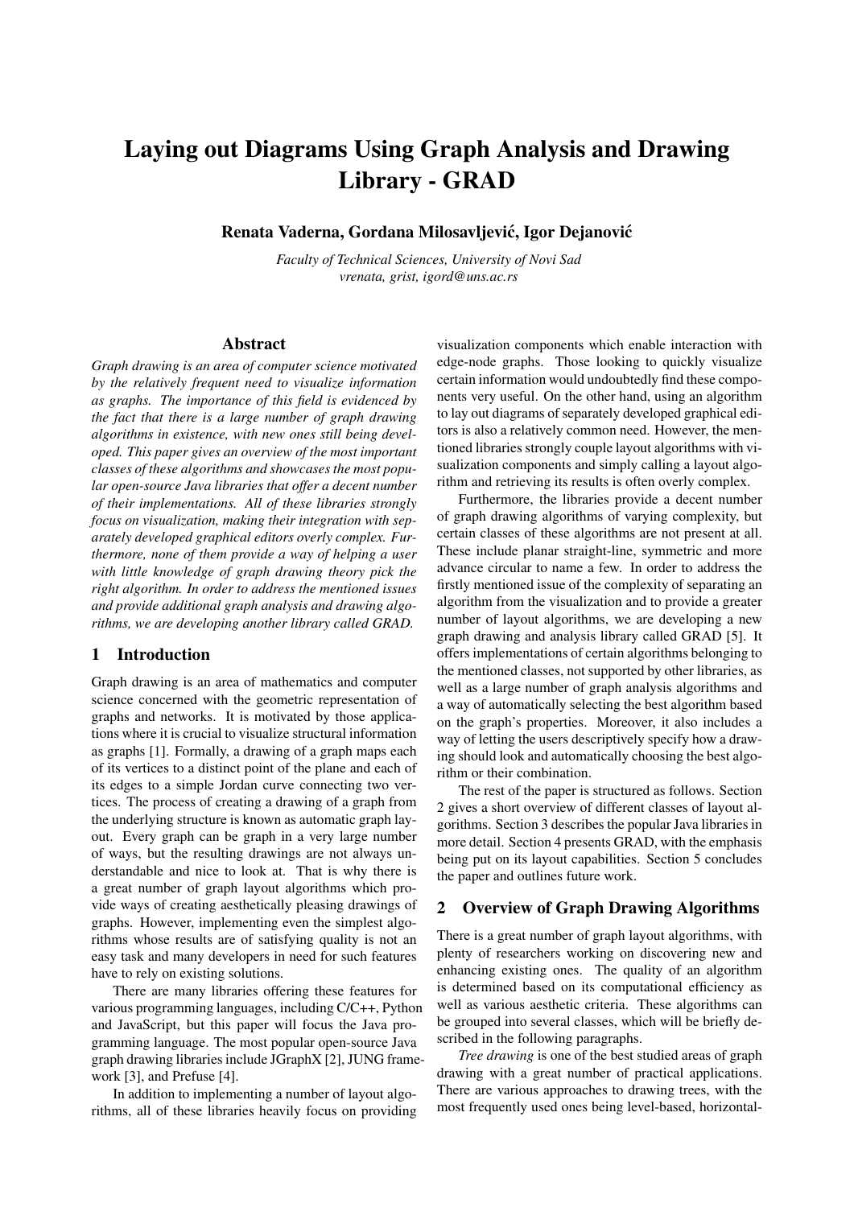# Laying out Diagrams Using Graph Analysis and Drawing Library - GRAD

**Renata Vaderna, Gordana Milosavljević, Igor Dejanović**

*Faculty of Technical Sciences, University of Novi Sad*
*vrenata, grist, igord@uns.ac.rs*

## Abstract

*Graph drawing is an area of computer science motivated by the relatively frequent need to visualize information as graphs. The importance of this field is evidenced by the fact that there is a large number of graph drawing algorithms in existence, with new ones still being developed. This paper gives an overview of the most important classes of these algorithms and showcases the most popular open-source Java libraries that offer a decent number of their implementations. All of these libraries strongly focus on visualization, making their integration with separately developed graphical editors overly complex. Furthermore, none of them provide a way of helping a user with little knowledge of graph drawing theory pick the right algorithm. In order to address the mentioned issues and provide additional graph analysis and drawing algorithms, we are developing another library called GRAD.*

## 1 Introduction

Graph drawing is an area of mathematics and computer science concerned with the geometric representation of graphs and networks. It is motivated by those applications where it is crucial to visualize structural information as graphs [1]. Formally, a drawing of a graph maps each of its vertices to a distinct point of the plane and each of its edges to a simple Jordan curve connecting two vertices. The process of creating a drawing of a graph from the underlying structure is known as automatic graph layout. Every graph can be graph in a very large number of ways, but the resulting drawings are not always understandable and nice to look at. That is why there is a great number of graph layout algorithms which provide ways of creating aesthetically pleasing drawings of graphs. However, implementing even the simplest algorithms whose results are of satisfying quality is not an easy task and many developers in need for such features have to rely on existing solutions.

There are many libraries offering these features for various programming languages, including C/C++, Python and JavaScript, but this paper will focus the Java programming language. The most popular open-source Java graph drawing libraries include JGraphX [2], JUNG framework [3], and Prefuse [4].

In addition to implementing a number of layout algorithms, all of these libraries heavily focus on providing visualization components which enable interaction with edge-node graphs. Those looking to quickly visualize certain information would undoubtedly find these components very useful. On the other hand, using an algorithm to lay out diagrams of separately developed graphical editors is also a relatively common need. However, the mentioned libraries strongly couple layout algorithms with visualization components and simply calling a layout algorithm and retrieving its results is often overly complex.

Furthermore, the libraries provide a decent number of graph drawing algorithms of varying complexity, but certain classes of these algorithms are not present at all. These include planar straight-line, symmetric and more advance circular to name a few. In order to address the firstly mentioned issue of the complexity of separating an algorithm from the visualization and to provide a greater number of layout algorithms, we are developing a new graph drawing and analysis library called GRAD [5]. It offers implementations of certain algorithms belonging to the mentioned classes, not supported by other libraries, as well as a large number of graph analysis algorithms and a way of automatically selecting the best algorithm based on the graph's properties. Moreover, it also includes a way of letting the users descriptively specify how a drawing should look and automatically choosing the best algorithm or their combination.

The rest of the paper is structured as follows. Section 2 gives a short overview of different classes of layout algorithms. Section 3 describes the popular Java libraries in more detail. Section 4 presents GRAD, with the emphasis being put on its layout capabilities. Section 5 concludes the paper and outlines future work.

## 2 Overview of Graph Drawing Algorithms

There is a great number of graph layout algorithms, with plenty of researchers working on discovering new and enhancing existing ones. The quality of an algorithm is determined based on its computational efficiency as well as various aesthetic criteria. These algorithms can be grouped into several classes, which will be briefly described in the following paragraphs.

*Tree drawing* is one of the best studied areas of graph drawing with a great number of practical applications. There are various approaches to drawing trees, with the most frequently used ones being level-based, horizontal-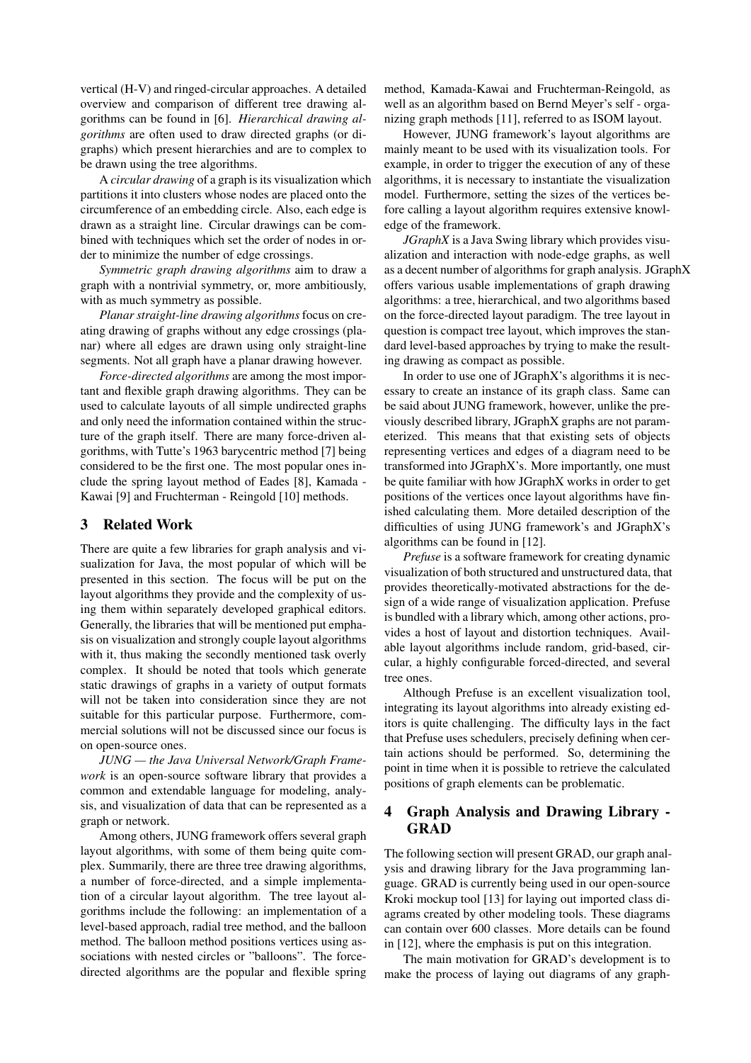vertical (H-V) and ringed-circular approaches. A detailed overview and comparison of different tree drawing algorithms can be found in [6]. *Hierarchical drawing algorithms* are often used to draw directed graphs (or digraphs) which present hierarchies and are to complex to be drawn using the tree algorithms.

A *circular drawing* of a graph is its visualization which partitions it into clusters whose nodes are placed onto the circumference of an embedding circle. Also, each edge is drawn as a straight line. Circular drawings can be combined with techniques which set the order of nodes in order to minimize the number of edge crossings.

*Symmetric graph drawing algorithms* aim to draw a graph with a nontrivial symmetry, or, more ambitiously, with as much symmetry as possible.

*Planar straight-line drawing algorithms* focus on creating drawing of graphs without any edge crossings (planar) where all edges are drawn using only straight-line segments. Not all graph have a planar drawing however.

*Force-directed algorithms* are among the most important and flexible graph drawing algorithms. They can be used to calculate layouts of all simple undirected graphs and only need the information contained within the structure of the graph itself. There are many force-driven algorithms, with Tutte's 1963 barycentric method [7] being considered to be the first one. The most popular ones include the spring layout method of Eades [8], Kamada - Kawai [9] and Fruchterman - Reingold [10] methods.

## 3 Related Work

There are quite a few libraries for graph analysis and visualization for Java, the most popular of which will be presented in this section. The focus will be put on the layout algorithms they provide and the complexity of using them within separately developed graphical editors. Generally, the libraries that will be mentioned put emphasis on visualization and strongly couple layout algorithms with it, thus making the secondly mentioned task overly complex. It should be noted that tools which generate static drawings of graphs in a variety of output formats will not be taken into consideration since they are not suitable for this particular purpose. Furthermore, commercial solutions will not be discussed since our focus is on open-source ones.

*JUNG — the Java Universal Network/Graph Framework* is an open-source software library that provides a common and extendable language for modeling, analysis, and visualization of data that can be represented as a graph or network.

Among others, JUNG framework offers several graph layout algorithms, with some of them being quite complex. Summarily, there are three tree drawing algorithms, a number of force-directed, and a simple implementation of a circular layout algorithm. The tree layout algorithms include the following: an implementation of a level-based approach, radial tree method, and the balloon method. The balloon method positions vertices using associations with nested circles or "balloons". The force-directed algorithms are the popular and flexible spring method, Kamada-Kawai and Fruchterman-Reingold, as well as an algorithm based on Bernd Meyer's self - organizing graph methods [11], referred to as ISOM layout.

However, JUNG framework's layout algorithms are mainly meant to be used with its visualization tools. For example, in order to trigger the execution of any of these algorithms, it is necessary to instantiate the visualization model. Furthermore, setting the sizes of the vertices before calling a layout algorithm requires extensive knowledge of the framework.

*JGraphX* is a Java Swing library which provides visualization and interaction with node-edge graphs, as well as a decent number of algorithms for graph analysis. JGraphX offers various usable implementations of graph drawing algorithms: a tree, hierarchical, and two algorithms based on the force-directed layout paradigm. The tree layout in question is compact tree layout, which improves the standard level-based approaches by trying to make the resulting drawing as compact as possible.

In order to use one of JGraphX's algorithms it is necessary to create an instance of its graph class. Same can be said about JUNG framework, however, unlike the previously described library, JGraphX graphs are not parameterized. This means that that existing sets of objects representing vertices and edges of a diagram need to be transformed into JGraphX's. More importantly, one must be quite familiar with how JGraphX works in order to get positions of the vertices once layout algorithms have finished calculating them. More detailed description of the difficulties of using JUNG framework's and JGraphX's algorithms can be found in [12].

*Prefuse* is a software framework for creating dynamic visualization of both structured and unstructured data, that provides theoretically-motivated abstractions for the design of a wide range of visualization application. Prefuse is bundled with a library which, among other actions, provides a host of layout and distortion techniques. Available layout algorithms include random, grid-based, circular, a highly configurable forced-directed, and several tree ones.

Although Prefuse is an excellent visualization tool, integrating its layout algorithms into already existing editors is quite challenging. The difficulty lays in the fact that Prefuse uses schedulers, precisely defining when certain actions should be performed. So, determining the point in time when it is possible to retrieve the calculated positions of graph elements can be problematic.

## 4 Graph Analysis and Drawing Library - GRAD

The following section will present GRAD, our graph analysis and drawing library for the Java programming language. GRAD is currently being used in our open-source Kroki mockup tool [13] for laying out imported class diagrams created by other modeling tools. These diagrams can contain over 600 classes. More details can be found in [12], where the emphasis is put on this integration.

The main motivation for GRAD's development is to make the process of laying out diagrams of any graph-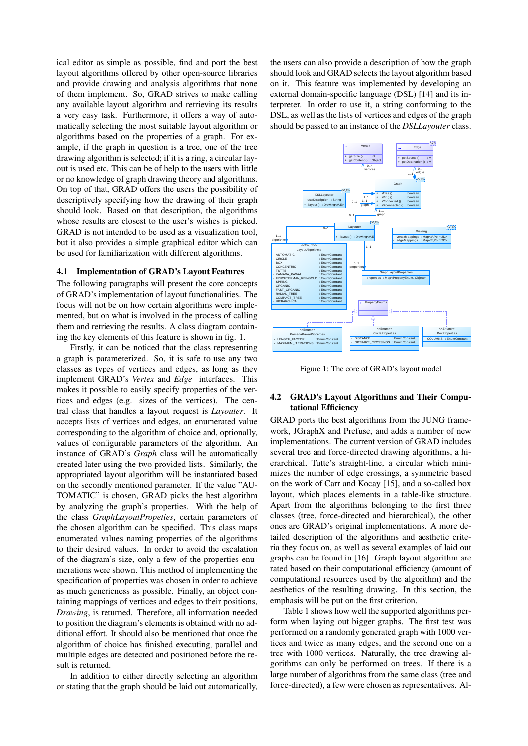ical editor as simple as possible, find and port the best layout algorithms offered by other open-source libraries and provide drawing and analysis algorithms that none of them implement. So, GRAD strives to make calling any available layout algorithm and retrieving its results a very easy task. Furthermore, it offers a way of automatically selecting the most suitable layout algorithm or algorithms based on the properties of a graph. For example, if the graph in question is a tree, one of the tree drawing algorithm is selected; if it is a ring, a circular layout is used etc. This can be of help to the users with little or no knowledge of graph drawing theory and algorithms. On top of that, GRAD offers the users the possibility of descriptively specifying how the drawing of their graph should look. Based on that description, the algorithms whose results are closest to the user's wishes is picked. GRAD is not intended to be used as a visualization tool, but it also provides a simple graphical editor which can be used for familiarization with different algorithms.

### 4.1 Implementation of GRAD's Layout Features

The following paragraphs will present the core concepts of GRAD's implementation of layout functionalities. The focus will not be on how certain algorithms were implemented, but on what is involved in the process of calling them and retrieving the results. A class diagram containing the key elements of this feature is shown in fig. 1.

Firstly, it can be noticed that the class representing a graph is parameterized. So, it is safe to use any two classes as types of vertices and edges, as long as they implement GRAD's *Vertex* and *Edge* interfaces. This makes it possible to easily specify properties of the vertices and edges (e.g. sizes of the vertices). The central class that handles a layout request is *Layouter*. It accepts lists of vertices and edges, an enumerated value corresponding to the algorithm of choice and, optionally, values of configurable parameters of the algorithm. An instance of GRAD's *Graph* class will be automatically created later using the two provided lists. Similarly, the appropriated layout algorithm will be instantiated based on the secondly mentioned parameter. If the value "AUTOMATIC" is chosen, GRAD picks the best algorithm by analyzing the graph's properties. With the help of the class *GraphLayoutPropeties*, certain parameters of the chosen algorithm can be specified. This class maps enumerated values naming properties of the algorithms to their desired values. In order to avoid the escalation of the diagram's size, only a few of the properties enumerations were shown. This method of implementing the specification of properties was chosen in order to achieve as much genericness as possible. Finally, an object containing mappings of vertices and edges to their positions, *Drawing*, is returned. Therefore, all information needed to position the diagram's elements is obtained with no additional effort. It should also be mentioned that once the algorithm of choice has finished executing, parallel and multiple edges are detected and positioned before the result is returned.

In addition to either directly selecting an algorithm or stating that the graph should be laid out automatically, the users can also provide a description of how the graph should look and GRAD selects the layout algorithm based on it. This feature was implemented by developing an external domain-specific language (DSL) [14] and its interpreter. In order to use it, a string conforming to the DSL, as well as the lists of vertices and edges of the graph should be passed to an instance of the *DSLLayouter* class.

Figure 1: The core of GRAD's layout model

### 4.2 GRAD's Layout Algorithms and Their Computational Efficiency

GRAD ports the best algorithms from the JUNG framework, JGraphX and Prefuse, and adds a number of new implementations. The current version of GRAD includes several tree and force-directed drawing algorithms, a hierarchical, Tutte's straight-line, a circular which minimizes the number of edge crossings, a symmetric based on the work of Carr and Kocay [15], and a so-called box layout, which places elements in a table-like structure. Apart from the algorithms belonging to the first three classes (tree, force-directed and hierarchical), the other ones are GRAD's original implementations. A more detailed description of the algorithms and aesthetic criteria they focus on, as well as several examples of laid out graphs can be found in [16]. Graph layout algorithm are rated based on their computational efficiency (amount of computational resources used by the algorithm) and the aesthetics of the resulting drawing. In this section, the emphasis will be put on the first criterion.

Table 1 shows how well the supported algorithms perform when laying out bigger graphs. The first test was performed on a randomly generated graph with 1000 vertices and twice as many edges, and the second one on a tree with 1000 vertices. Naturally, the tree drawing algorithms can only be performed on trees. If there is a large number of algorithms from the same class (tree and force-directed), a few were chosen as representatives. Al-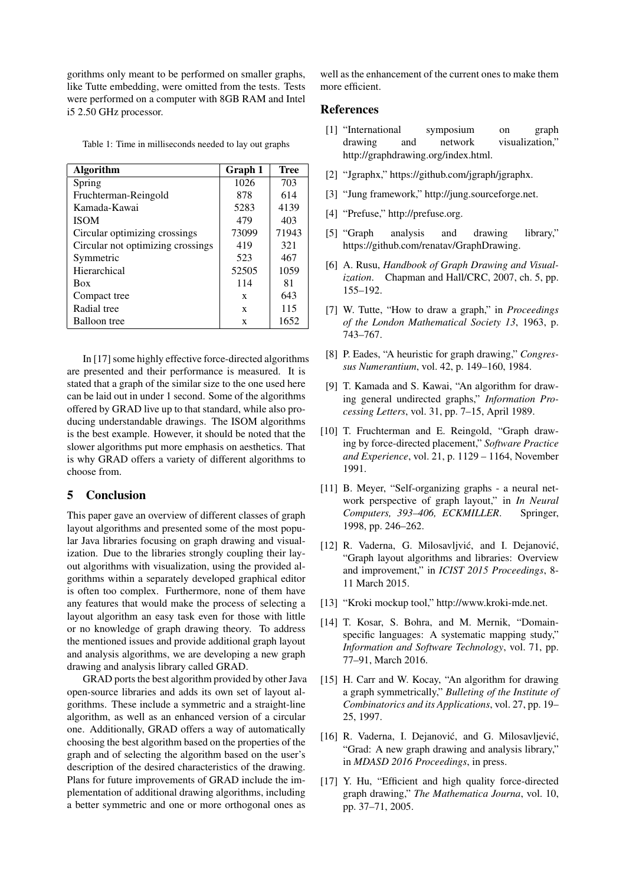gorithms only meant to be performed on smaller graphs, like Tutte embedding, were omitted from the tests. Tests were performed on a computer with 8GB RAM and Intel i5 2.50 GHz processor.

Table 1: Time in milliseconds needed to lay out graphs

| Algorithm | Graph 1 | Tree |
|---|---|---|
| Spring | 1026 | 703 |
| Fruchterman-Reingold | 878 | 614 |
| Kamada-Kawai | 5283 | 4139 |
| ISOM | 479 | 403 |
| Circular optimizing crossings | 73099 | 71943 |
| Circular not optimizing crossings | 419 | 321 |
| Symmetric | 523 | 467 |
| Hierarchical | 52505 | 1059 |
| Box | 114 | 81 |
| Compact tree | x | 643 |
| Radial tree | x | 115 |
| Balloon tree | x | 1652 |

In [17] some highly effective force-directed algorithms are presented and their performance is measured. It is stated that a graph of the similar size to the one used here can be laid out in under 1 second. Some of the algorithms offered by GRAD live up to that standard, while also producing understandable drawings. The ISOM algorithms is the best example. However, it should be noted that the slower algorithms put more emphasis on aesthetics. That is why GRAD offers a variety of different algorithms to choose from.

## 5 Conclusion

This paper gave an overview of different classes of graph layout algorithms and presented some of the most popular Java libraries focusing on graph drawing and visualization. Due to the libraries strongly coupling their layout algorithms with visualization, using the provided algorithms within a separately developed graphical editor is often too complex. Furthermore, none of them have any features that would make the process of selecting a layout algorithm an easy task even for those with little or no knowledge of graph drawing theory. To address the mentioned issues and provide additional graph layout and analysis algorithms, we are developing a new graph drawing and analysis library called GRAD.

GRAD ports the best algorithm provided by other Java open-source libraries and adds its own set of layout algorithms. These include a symmetric and a straight-line algorithm, as well as an enhanced version of a circular one. Additionally, GRAD offers a way of automatically choosing the best algorithm based on the properties of the graph and of selecting the algorithm based on the user's description of the desired characteristics of the drawing. Plans for future improvements of GRAD include the implementation of additional drawing algorithms, including a better symmetric and one or more orthogonal ones as well as the enhancement of the current ones to make them more efficient.

## References

[1] "International symposium on graph drawing and network visualization," http://graphdrawing.org/index.html.

[2] "Jgraphx," https://github.com/jgraph/jgraphx.

[3] "Jung framework," http://jung.sourceforge.net.

[4] "Prefuse," http://prefuse.org.

[5] "Graph analysis and drawing library," https://github.com/renatav/GraphDrawing.

[6] A. Rusu, *Handbook of Graph Drawing and Visualization*. Chapman and Hall/CRC, 2007, ch. 5, pp. 155–192.

[7] W. Tutte, "How to draw a graph," in *Proceedings of the London Mathematical Society 13*, 1963, p. 743–767.

[8] P. Eades, "A heuristic for graph drawing," *Congressus Numerantium*, vol. 42, p. 149–160, 1984.

[9] T. Kamada and S. Kawai, "An algorithm for drawing general undirected graphs," *Information Processing Letters*, vol. 31, pp. 7–15, April 1989.

[10] T. Fruchterman and E. Reingold, "Graph drawing by force-directed placement," *Software Practice and Experience*, vol. 21, p. 1129 – 1164, November 1991.

[11] B. Meyer, "Self-organizing graphs - a neural network perspective of graph layout," in *In Neural Computers, 393–406, ECKMILLER*. Springer, 1998, pp. 246–262.

[12] R. Vaderna, G. Milosavljvić, and I. Dejanović, "Graph layout algorithms and libraries: Overview and improvement," in *ICIST 2015 Proceedings*, 8-11 March 2015.

[13] "Kroki mockup tool," http://www.kroki-mde.net.

[14] T. Kosar, S. Bohra, and M. Mernik, "Domain-specific languages: A systematic mapping study," *Information and Software Technology*, vol. 71, pp. 77–91, March 2016.

[15] H. Carr and W. Kocay, "An algorithm for drawing a graph symmetrically," *Bulleting of the Institute of Combinatorics and its Applications*, vol. 27, pp. 19–25, 1997.

[16] R. Vaderna, I. Dejanović, and G. Milosavljević, "Grad: A new graph drawing and analysis library," in *MDASD 2016 Proceedings*, in press.

[17] Y. Hu, "Efficient and high quality force-directed graph drawing," *The Mathematica Journa*, vol. 10, pp. 37–71, 2005.